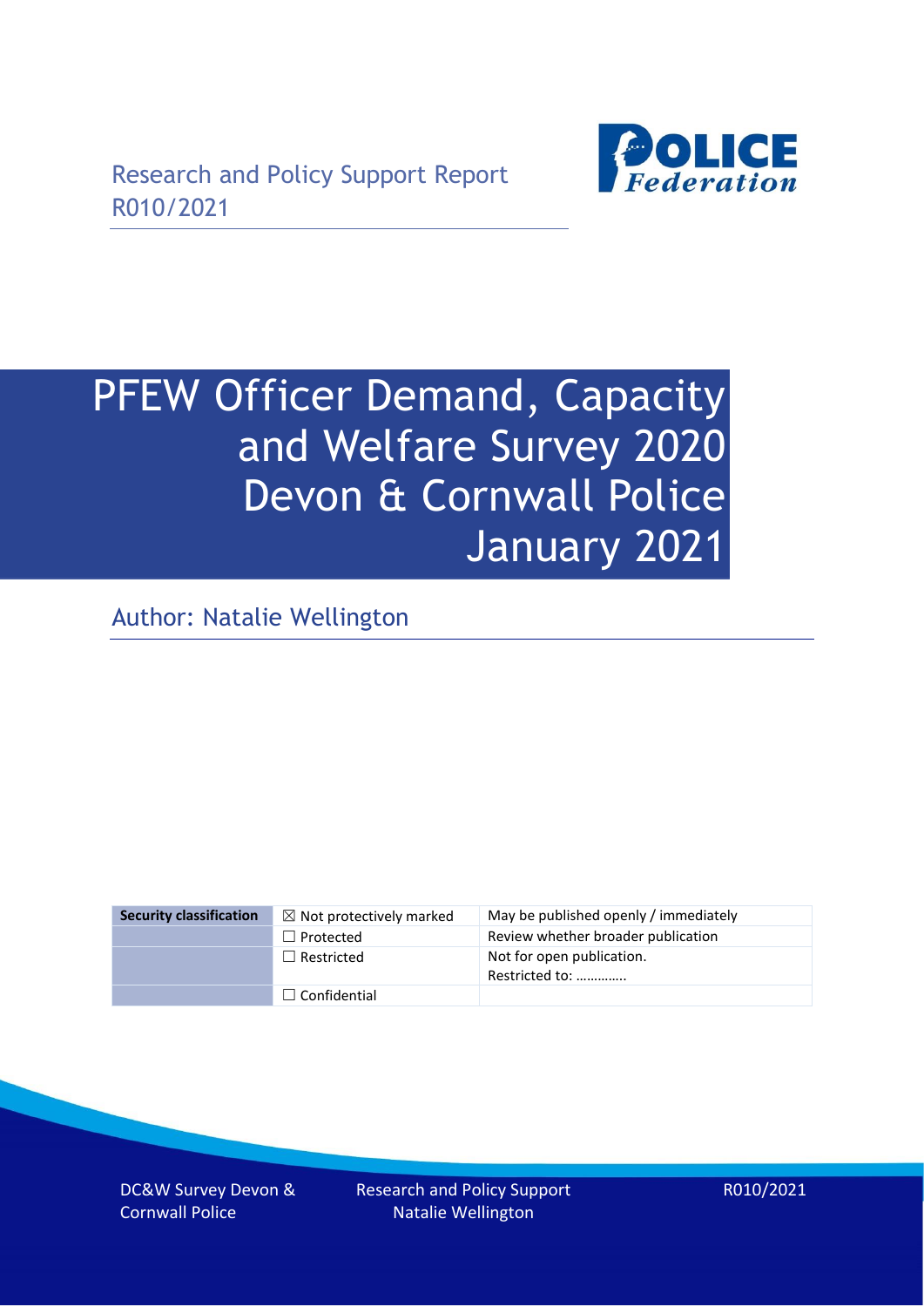Research and Policy Support Report
R010/2021

# PFEW Officer Demand, Capacity and Welfare Survey 2020 Devon & Cornwall Police January 2021

Author: Natalie Wellington

| Security classification | ☒ Not protectively marked | May be published openly / immediately |
|---|---|---|
| | ☐ Protected | Review whether broader publication |
| | ☐ Restricted | Not for open publication. Restricted to: ………….. |
| | ☐ Confidential | |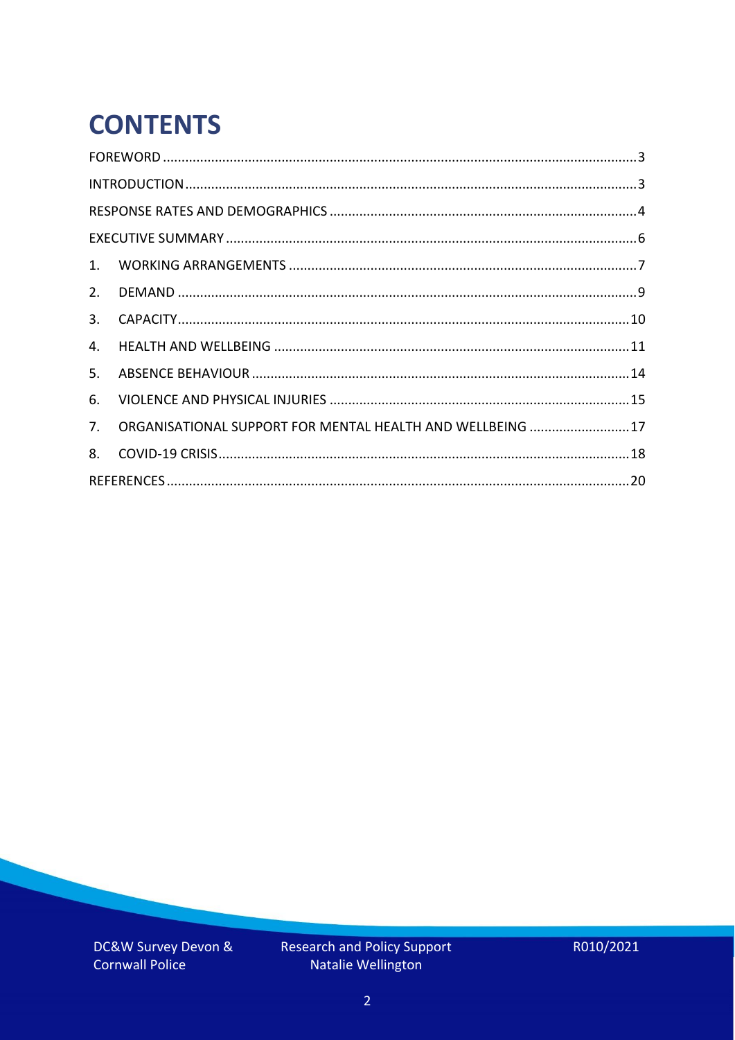# CONTENTS

FOREWORD ........................................................................................................................ 3

INTRODUCTION ................................................................................................................. 3

RESPONSE RATES AND DEMOGRAPHICS ........................................................................... 4

EXECUTIVE SUMMARY ...................................................................................................... 6

1. WORKING ARRANGEMENTS ........................................................................................ 7
2. DEMAND ........................................................................................................................ 9
3. CAPACITY ..................................................................................................................... 10
4. HEALTH AND WELLBEING ........................................................................................... 11
5. ABSENCE BEHAVIOUR ................................................................................................. 14
6. VIOLENCE AND PHYSICAL INJURIES ............................................................................ 15
7. ORGANISATIONAL SUPPORT FOR MENTAL HEALTH AND WELLBEING ........................ 17
8. COVID-19 CRISIS .......................................................................................................... 18

REFERENCES .................................................................................................................... 20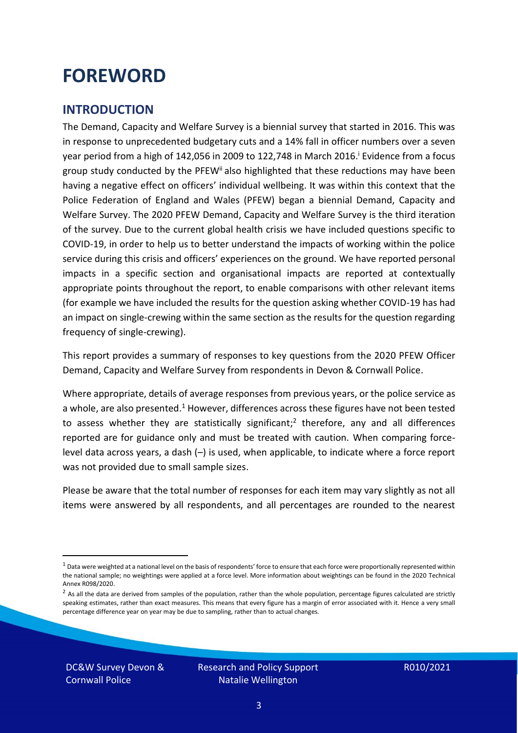# FOREWORD

## INTRODUCTION

The Demand, Capacity and Welfare Survey is a biennial survey that started in 2016. This was in response to unprecedented budgetary cuts and a 14% fall in officer numbers over a seven year period from a high of 142,056 in 2009 to 122,748 in March 2016.[i] Evidence from a focus group study conducted by the PFEW[ii] also highlighted that these reductions may have been having a negative effect on officers' individual wellbeing. It was within this context that the Police Federation of England and Wales (PFEW) began a biennial Demand, Capacity and Welfare Survey. The 2020 PFEW Demand, Capacity and Welfare Survey is the third iteration of the survey. Due to the current global health crisis we have included questions specific to COVID-19, in order to help us to better understand the impacts of working within the police service during this crisis and officers' experiences on the ground. We have reported personal impacts in a specific section and organisational impacts are reported at contextually appropriate points throughout the report, to enable comparisons with other relevant items (for example we have included the results for the question asking whether COVID-19 has had an impact on single-crewing within the same section as the results for the question regarding frequency of single-crewing).

This report provides a summary of responses to key questions from the 2020 PFEW Officer Demand, Capacity and Welfare Survey from respondents in Devon & Cornwall Police.

Where appropriate, details of average responses from previous years, or the police service as a whole, are also presented.[1] However, differences across these figures have not been tested to assess whether they are statistically significant;[2] therefore, any and all differences reported are for guidance only and must be treated with caution. When comparing force-level data across years, a dash (–) is used, when applicable, to indicate where a force report was not provided due to small sample sizes.

Please be aware that the total number of responses for each item may vary slightly as not all items were answered by all respondents, and all percentages are rounded to the nearest

[1] Data were weighted at a national level on the basis of respondents' force to ensure that each force were proportionally represented within the national sample; no weightings were applied at a force level. More information about weightings can be found in the 2020 Technical Annex R098/2020.

[2] As all the data are derived from samples of the population, rather than the whole population, percentage figures calculated are strictly speaking estimates, rather than exact measures. This means that every figure has a margin of error associated with it. Hence a very small percentage difference year on year may be due to sampling, rather than to actual changes.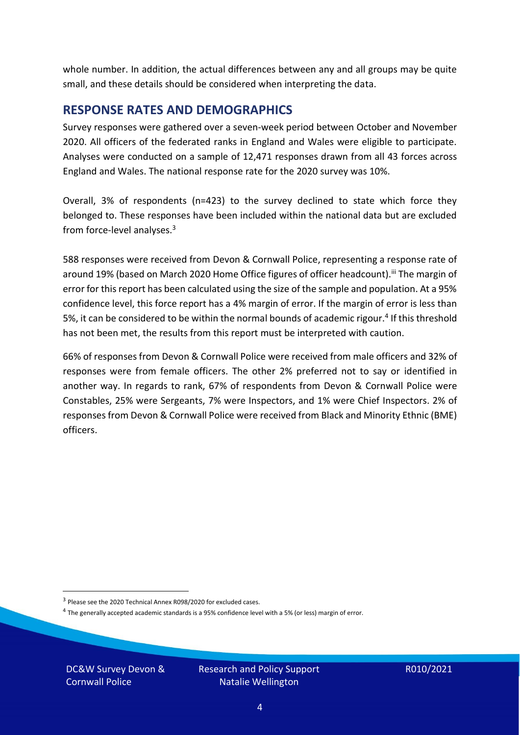whole number. In addition, the actual differences between any and all groups may be quite small, and these details should be considered when interpreting the data.

## RESPONSE RATES AND DEMOGRAPHICS

Survey responses were gathered over a seven-week period between October and November 2020. All officers of the federated ranks in England and Wales were eligible to participate. Analyses were conducted on a sample of 12,471 responses drawn from all 43 forces across England and Wales. The national response rate for the 2020 survey was 10%.

Overall, 3% of respondents (n=423) to the survey declined to state which force they belonged to. These responses have been included within the national data but are excluded from force-level analyses.[3]

588 responses were received from Devon & Cornwall Police, representing a response rate of around 19% (based on March 2020 Home Office figures of officer headcount).[iii] The margin of error for this report has been calculated using the size of the sample and population. At a 95% confidence level, this force report has a 4% margin of error. If the margin of error is less than 5%, it can be considered to be within the normal bounds of academic rigour.[4] If this threshold has not been met, the results from this report must be interpreted with caution.

66% of responses from Devon & Cornwall Police were received from male officers and 32% of responses were from female officers. The other 2% preferred not to say or identified in another way. In regards to rank, 67% of respondents from Devon & Cornwall Police were Constables, 25% were Sergeants, 7% were Inspectors, and 1% were Chief Inspectors. 2% of responses from Devon & Cornwall Police were received from Black and Minority Ethnic (BME) officers.

[3] Please see the 2020 Technical Annex R098/2020 for excluded cases.

[4] The generally accepted academic standards is a 95% confidence level with a 5% (or less) margin of error.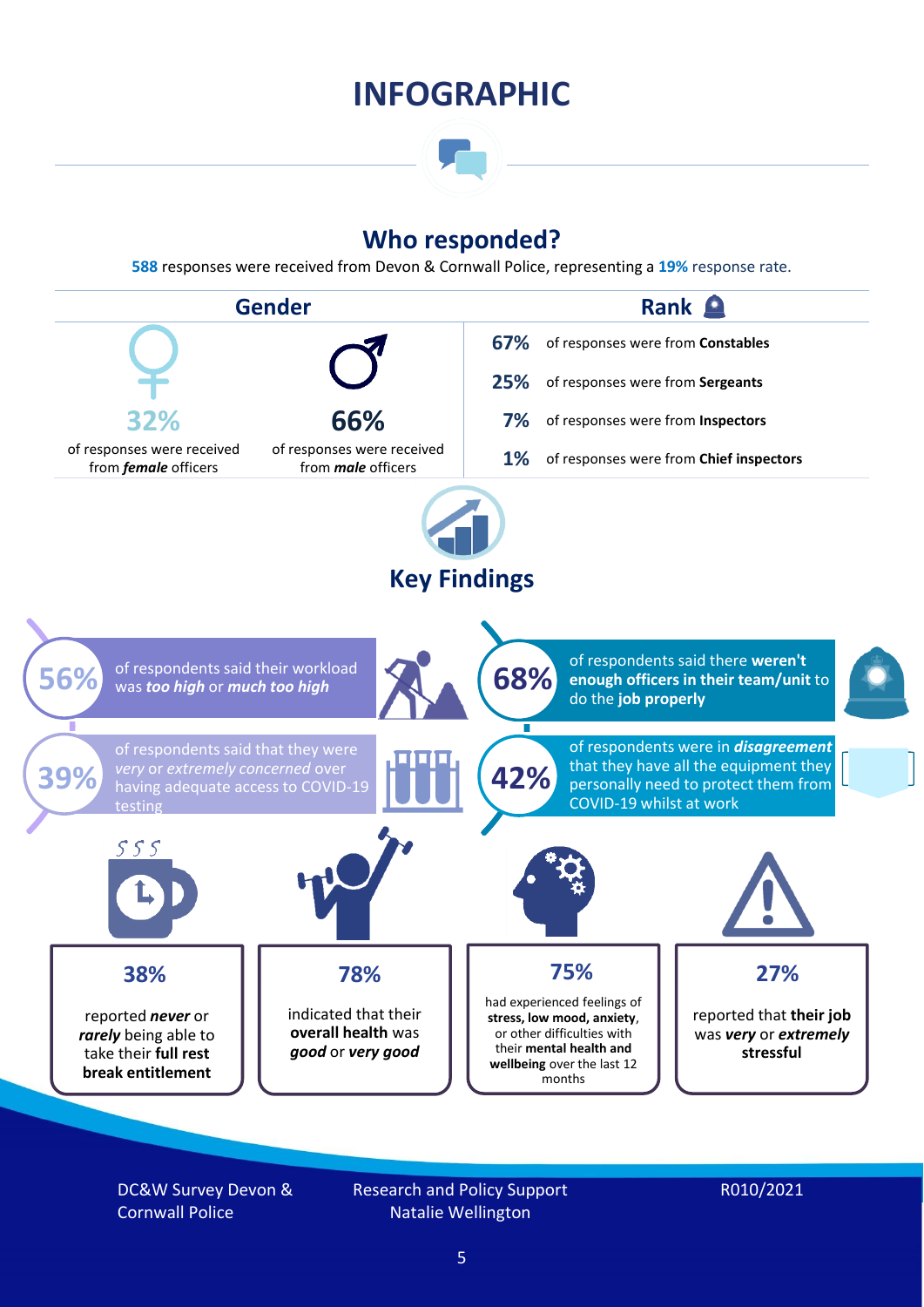# INFOGRAPHIC

## Who responded?

**588** responses were received from Devon & Cornwall Police, representing a **19%** response rate.

### Gender

**32%** of responses were received from ***female*** officers

**66%** of responses were received from ***male*** officers

### Rank

- **67%** of responses were from **Constables**
- **25%** of responses were from **Sergeants**
- **7%** of responses were from **Inspectors**
- **1%** of responses were from **Chief inspectors**

## Key Findings

**56%** of respondents said their workload was ***too high*** or ***much too high***

**68%** of respondents said there **weren't enough officers in their team/unit** to do the **job properly**

**39%** of respondents said that they were *very* or *extremely concerned* over having adequate access to COVID-19 testing

**42%** of respondents were in ***disagreement*** that they have all the equipment they personally need to protect them from COVID-19 whilst at work

**38%** reported ***never*** or ***rarely*** being able to take their **full rest break entitlement**

**78%** indicated that their **overall health** was ***good*** or ***very good***

**75%** had experienced feelings of **stress, low mood, anxiety**, or other difficulties with their **mental health and wellbeing** over the last 12 months

**27%** reported that **their job** was ***very*** or ***extremely*** **stressful**

DC&W Survey Devon & Cornwall Police

Research and Policy Support
Natalie Wellington

R010/2021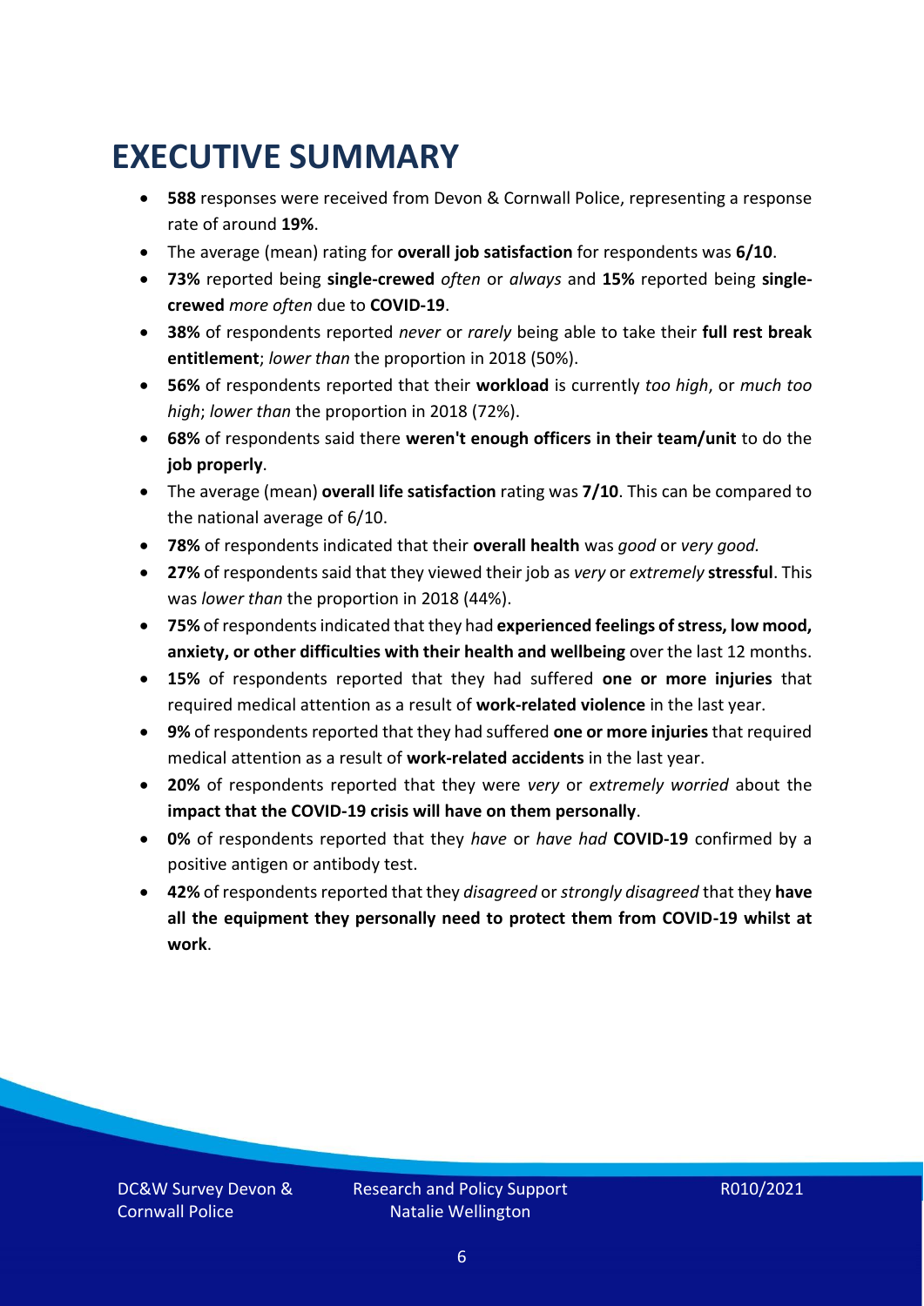# EXECUTIVE SUMMARY

- **588** responses were received from Devon & Cornwall Police, representing a response rate of around **19%**.
- The average (mean) rating for **overall job satisfaction** for respondents was **6/10**.
- **73%** reported being **single-crewed** *often* or *always* and **15%** reported being **single-crewed** *more often* due to **COVID-19**.
- **38%** of respondents reported *never* or *rarely* being able to take their **full rest break entitlement**; *lower than* the proportion in 2018 (50%).
- **56%** of respondents reported that their **workload** is currently *too high*, or *much too high*; *lower than* the proportion in 2018 (72%).
- **68%** of respondents said there **weren't enough officers in their team/unit** to do the **job properly**.
- The average (mean) **overall life satisfaction** rating was **7/10**. This can be compared to the national average of 6/10.
- **78%** of respondents indicated that their **overall health** was *good* or *very good.*
- **27%** of respondents said that they viewed their job as *very* or *extremely* **stressful**. This was *lower than* the proportion in 2018 (44%).
- **75%** of respondents indicated that they had **experienced feelings of stress, low mood, anxiety, or other difficulties with their health and wellbeing** over the last 12 months.
- **15%** of respondents reported that they had suffered **one or more injuries** that required medical attention as a result of **work-related violence** in the last year.
- **9%** of respondents reported that they had suffered **one or more injuries** that required medical attention as a result of **work-related accidents** in the last year.
- **20%** of respondents reported that they were *very* or *extremely worried* about the **impact that the COVID-19 crisis will have on them personally**.
- **0%** of respondents reported that they *have* or *have had* **COVID-19** confirmed by a positive antigen or antibody test.
- **42%** of respondents reported that they *disagreed* or *strongly disagreed* that they **have all the equipment they personally need to protect them from COVID-19 whilst at work**.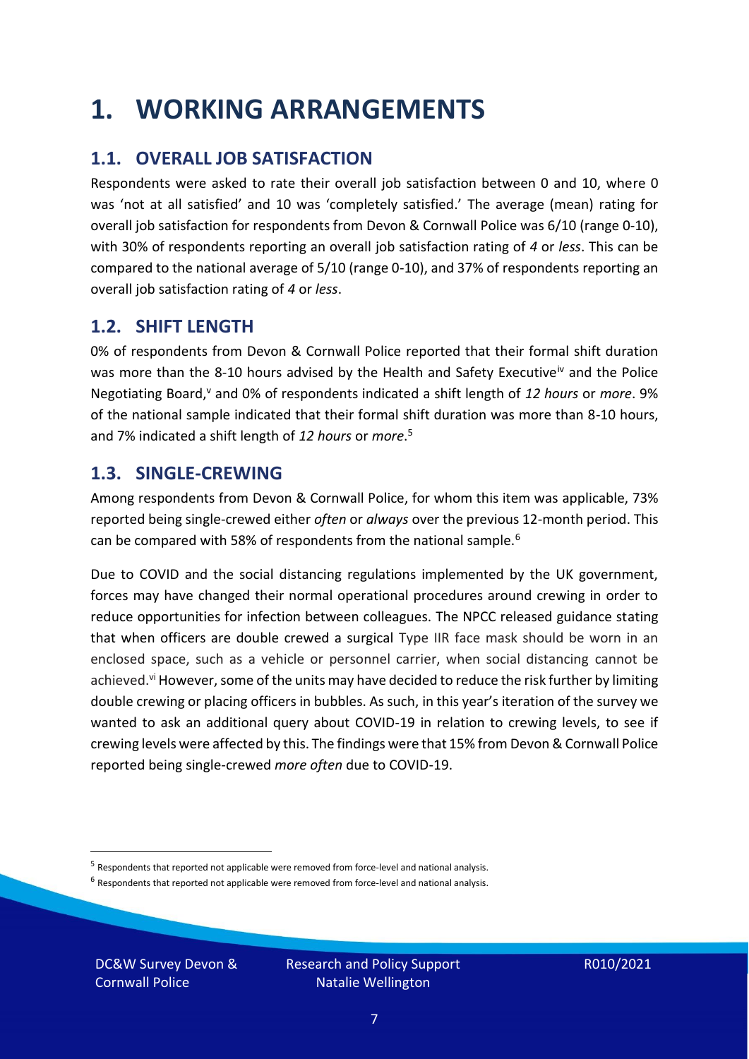# 1. WORKING ARRANGEMENTS

## 1.1. OVERALL JOB SATISFACTION

Respondents were asked to rate their overall job satisfaction between 0 and 10, where 0 was 'not at all satisfied' and 10 was 'completely satisfied.' The average (mean) rating for overall job satisfaction for respondents from Devon & Cornwall Police was 6/10 (range 0-10), with 30% of respondents reporting an overall job satisfaction rating of *4* or *less*. This can be compared to the national average of 5/10 (range 0-10), and 37% of respondents reporting an overall job satisfaction rating of *4* or *less*.

## 1.2. SHIFT LENGTH

0% of respondents from Devon & Cornwall Police reported that their formal shift duration was more than the 8-10 hours advised by the Health and Safety Executive[iv] and the Police Negotiating Board,[v] and 0% of respondents indicated a shift length of *12 hours* or *more*. 9% of the national sample indicated that their formal shift duration was more than 8-10 hours, and 7% indicated a shift length of *12 hours* or *more*.[5]

## 1.3. SINGLE-CREWING

Among respondents from Devon & Cornwall Police, for whom this item was applicable, 73% reported being single-crewed either *often* or *always* over the previous 12-month period. This can be compared with 58% of respondents from the national sample.[6]

Due to COVID and the social distancing regulations implemented by the UK government, forces may have changed their normal operational procedures around crewing in order to reduce opportunities for infection between colleagues. The NPCC released guidance stating that when officers are double crewed a surgical Type IIR face mask should be worn in an enclosed space, such as a vehicle or personnel carrier, when social distancing cannot be achieved.[vi] However, some of the units may have decided to reduce the risk further by limiting double crewing or placing officers in bubbles. As such, in this year's iteration of the survey we wanted to ask an additional query about COVID-19 in relation to crewing levels, to see if crewing levels were affected by this. The findings were that 15% from Devon & Cornwall Police reported being single-crewed *more often* due to COVID-19.

[5] Respondents that reported not applicable were removed from force-level and national analysis.

[6] Respondents that reported not applicable were removed from force-level and national analysis.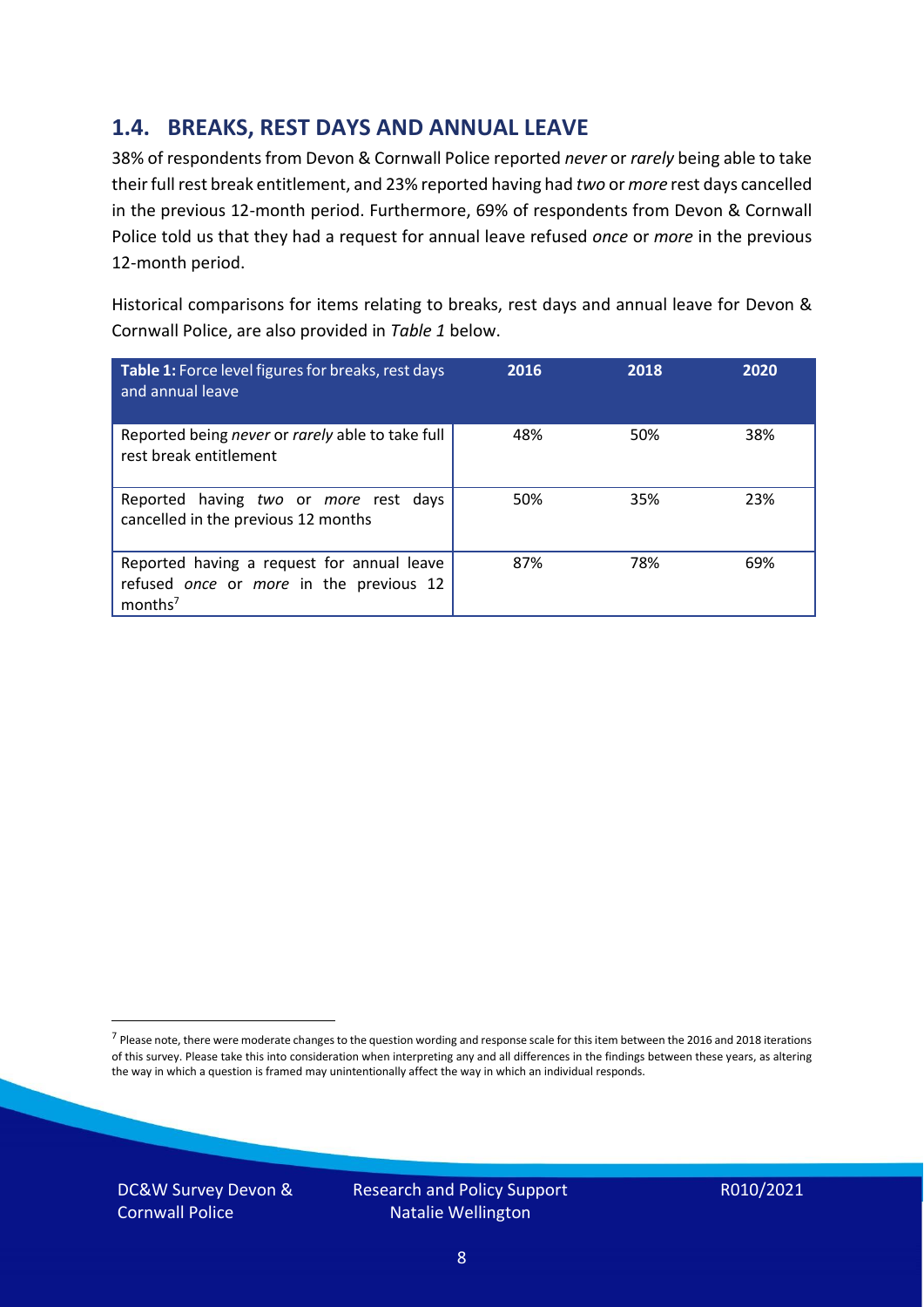## 1.4. BREAKS, REST DAYS AND ANNUAL LEAVE

38% of respondents from Devon & Cornwall Police reported *never* or *rarely* being able to take their full rest break entitlement, and 23% reported having had *two* or *more* rest days cancelled in the previous 12-month period. Furthermore, 69% of respondents from Devon & Cornwall Police told us that they had a request for annual leave refused *once* or *more* in the previous 12-month period.

Historical comparisons for items relating to breaks, rest days and annual leave for Devon & Cornwall Police, are also provided in *Table 1* below.

| **Table 1:** Force level figures for breaks, rest days and annual leave | 2016 | 2018 | 2020 |
|---|---|---|---|
| Reported being *never* or *rarely* able to take full rest break entitlement | 48% | 50% | 38% |
| Reported having *two* or *more* rest days cancelled in the previous 12 months | 50% | 35% | 23% |
| Reported having a request for annual leave refused *once* or *more* in the previous 12 months[7] | 87% | 78% | 69% |

[7] Please note, there were moderate changes to the question wording and response scale for this item between the 2016 and 2018 iterations of this survey. Please take this into consideration when interpreting any and all differences in the findings between these years, as altering the way in which a question is framed may unintentionally affect the way in which an individual responds.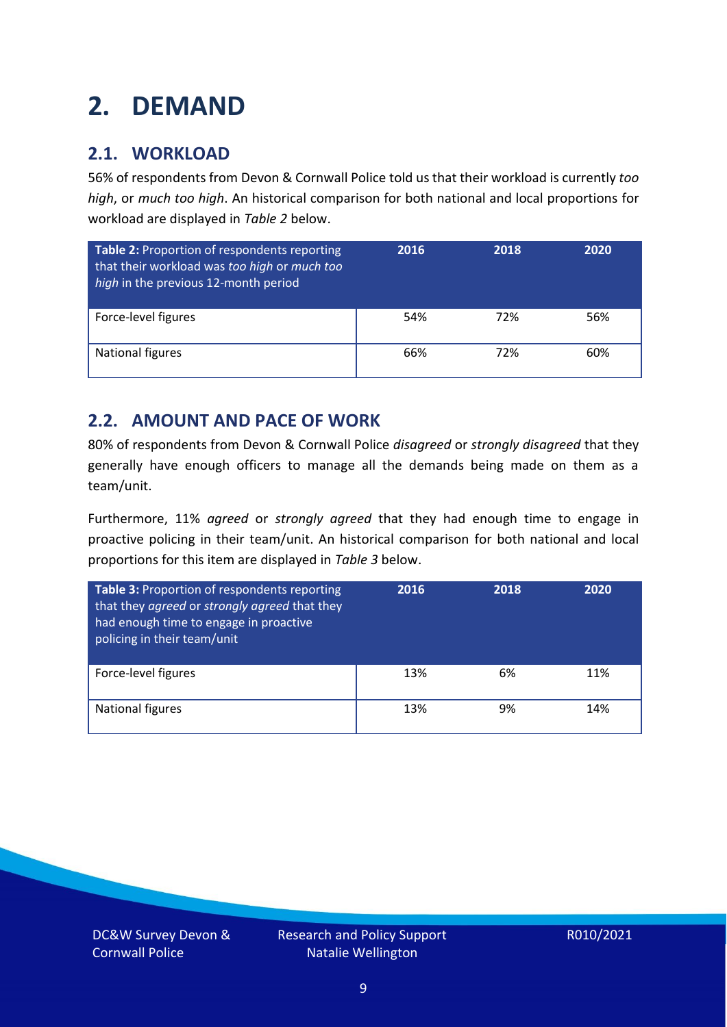# 2. DEMAND

## 2.1. WORKLOAD

56% of respondents from Devon & Cornwall Police told us that their workload is currently *too high*, or *much too high*. An historical comparison for both national and local proportions for workload are displayed in *Table 2* below.

| **Table 2:** Proportion of respondents reporting that their workload was *too high* or *much too high* in the previous 12-month period | 2016 | 2018 | 2020 |
|---|---|---|---|
| Force-level figures | 54% | 72% | 56% |
| National figures | 66% | 72% | 60% |

## 2.2. AMOUNT AND PACE OF WORK

80% of respondents from Devon & Cornwall Police *disagreed* or *strongly disagreed* that they generally have enough officers to manage all the demands being made on them as a team/unit.

Furthermore, 11% *agreed* or *strongly agreed* that they had enough time to engage in proactive policing in their team/unit. An historical comparison for both national and local proportions for this item are displayed in *Table 3* below.

| **Table 3:** Proportion of respondents reporting that they *agreed* or *strongly agreed* that they had enough time to engage in proactive policing in their team/unit | 2016 | 2018 | 2020 |
|---|---|---|---|
| Force-level figures | 13% | 6% | 11% |
| National figures | 13% | 9% | 14% |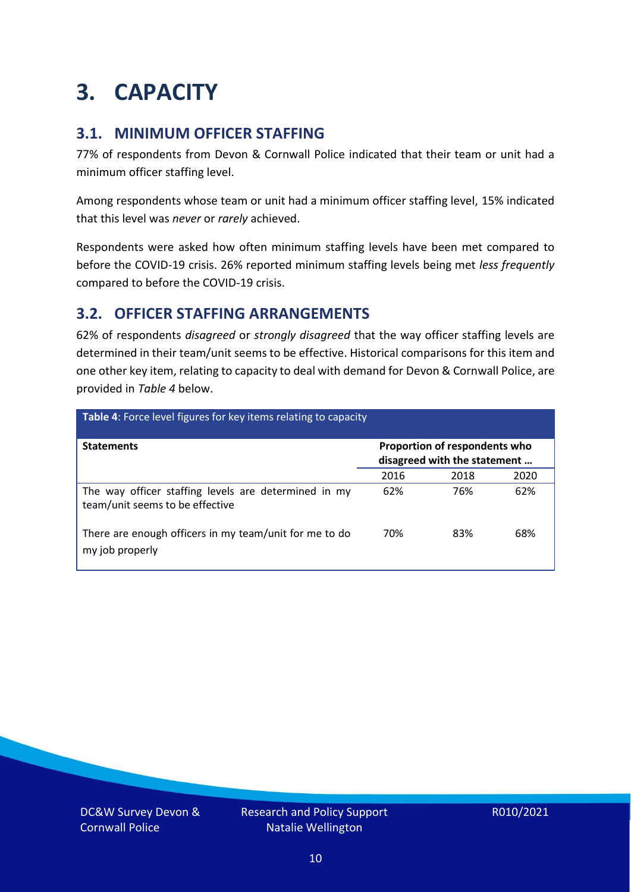# 3. CAPACITY

## 3.1. MINIMUM OFFICER STAFFING

77% of respondents from Devon & Cornwall Police indicated that their team or unit had a minimum officer staffing level.

Among respondents whose team or unit had a minimum officer staffing level, 15% indicated that this level was *never* or *rarely* achieved.

Respondents were asked how often minimum staffing levels have been met compared to before the COVID-19 crisis. 26% reported minimum staffing levels being met *less frequently* compared to before the COVID-19 crisis.

## 3.2. OFFICER STAFFING ARRANGEMENTS

62% of respondents *disagreed* or *strongly disagreed* that the way officer staffing levels are determined in their team/unit seems to be effective. Historical comparisons for this item and one other key item, relating to capacity to deal with demand for Devon & Cornwall Police, are provided in *Table 4* below.

**Table 4**: Force level figures for key items relating to capacity

| Statements | Proportion of respondents who disagreed with the statement … | | |
|---|---|---|---|
| | 2016 | 2018 | 2020 |
| The way officer staffing levels are determined in my team/unit seems to be effective | 62% | 76% | 62% |
| There are enough officers in my team/unit for me to do my job properly | 70% | 83% | 68% |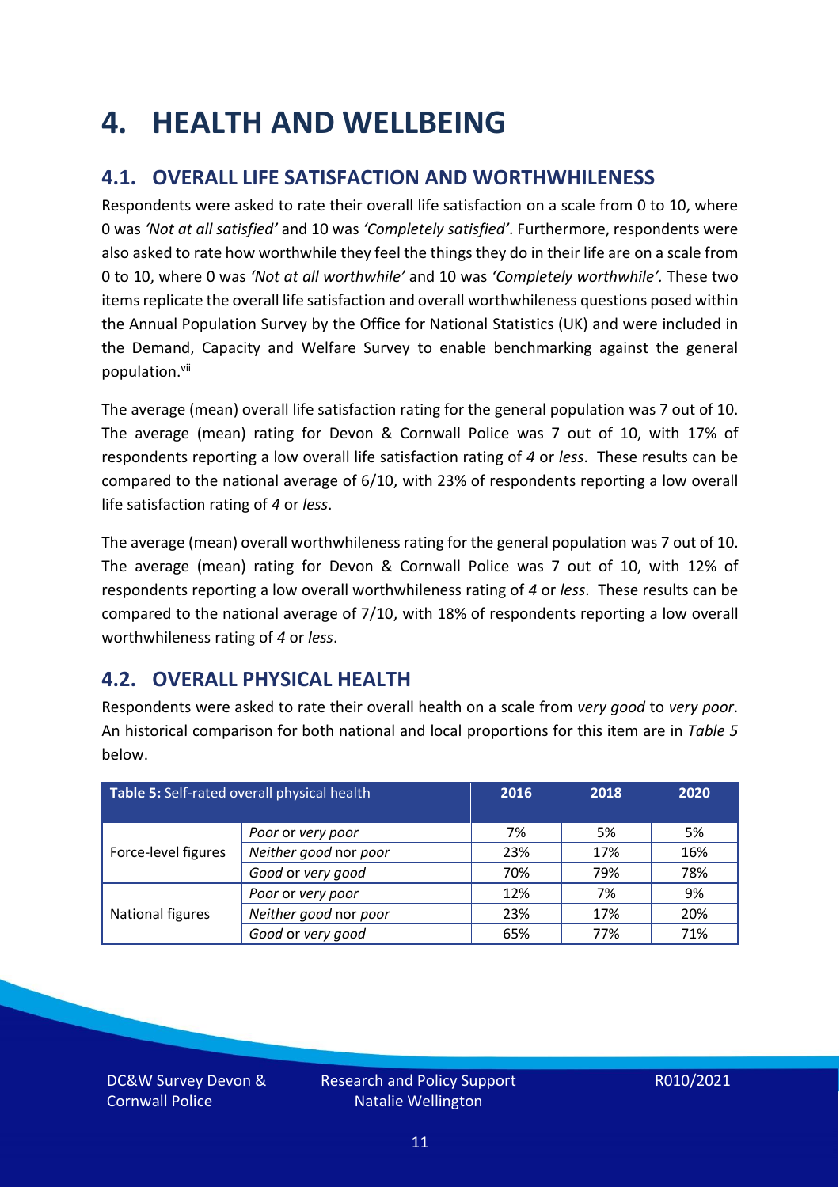# 4. HEALTH AND WELLBEING

## 4.1. OVERALL LIFE SATISFACTION AND WORTHWHILENESS

Respondents were asked to rate their overall life satisfaction on a scale from 0 to 10, where 0 was *'Not at all satisfied'* and 10 was *'Completely satisfied'*. Furthermore, respondents were also asked to rate how worthwhile they feel the things they do in their life are on a scale from 0 to 10, where 0 was *'Not at all worthwhile'* and 10 was *'Completely worthwhile'.* These two items replicate the overall life satisfaction and overall worthwhileness questions posed within the Annual Population Survey by the Office for National Statistics (UK) and were included in the Demand, Capacity and Welfare Survey to enable benchmarking against the general population.[vii]

The average (mean) overall life satisfaction rating for the general population was 7 out of 10. The average (mean) rating for Devon & Cornwall Police was 7 out of 10, with 17% of respondents reporting a low overall life satisfaction rating of *4* or *less*. These results can be compared to the national average of 6/10, with 23% of respondents reporting a low overall life satisfaction rating of *4* or *less*.

The average (mean) overall worthwhileness rating for the general population was 7 out of 10. The average (mean) rating for Devon & Cornwall Police was 7 out of 10, with 12% of respondents reporting a low overall worthwhileness rating of *4* or *less*. These results can be compared to the national average of 7/10, with 18% of respondents reporting a low overall worthwhileness rating of *4* or *less*.

## 4.2. OVERALL PHYSICAL HEALTH

Respondents were asked to rate their overall health on a scale from *very good* to *very poor*. An historical comparison for both national and local proportions for this item are in *Table 5* below.

| **Table 5:** Self-rated overall physical health | | 2016 | 2018 | 2020 |
|---|---|---|---|---|
| Force-level figures | *Poor* or *very poor* | 7% | 5% | 5% |
| | *Neither good* nor *poor* | 23% | 17% | 16% |
| | *Good* or *very good* | 70% | 79% | 78% |
| National figures | *Poor* or *very poor* | 12% | 7% | 9% |
| | *Neither good* nor *poor* | 23% | 17% | 20% |
| | *Good* or *very good* | 65% | 77% | 71% |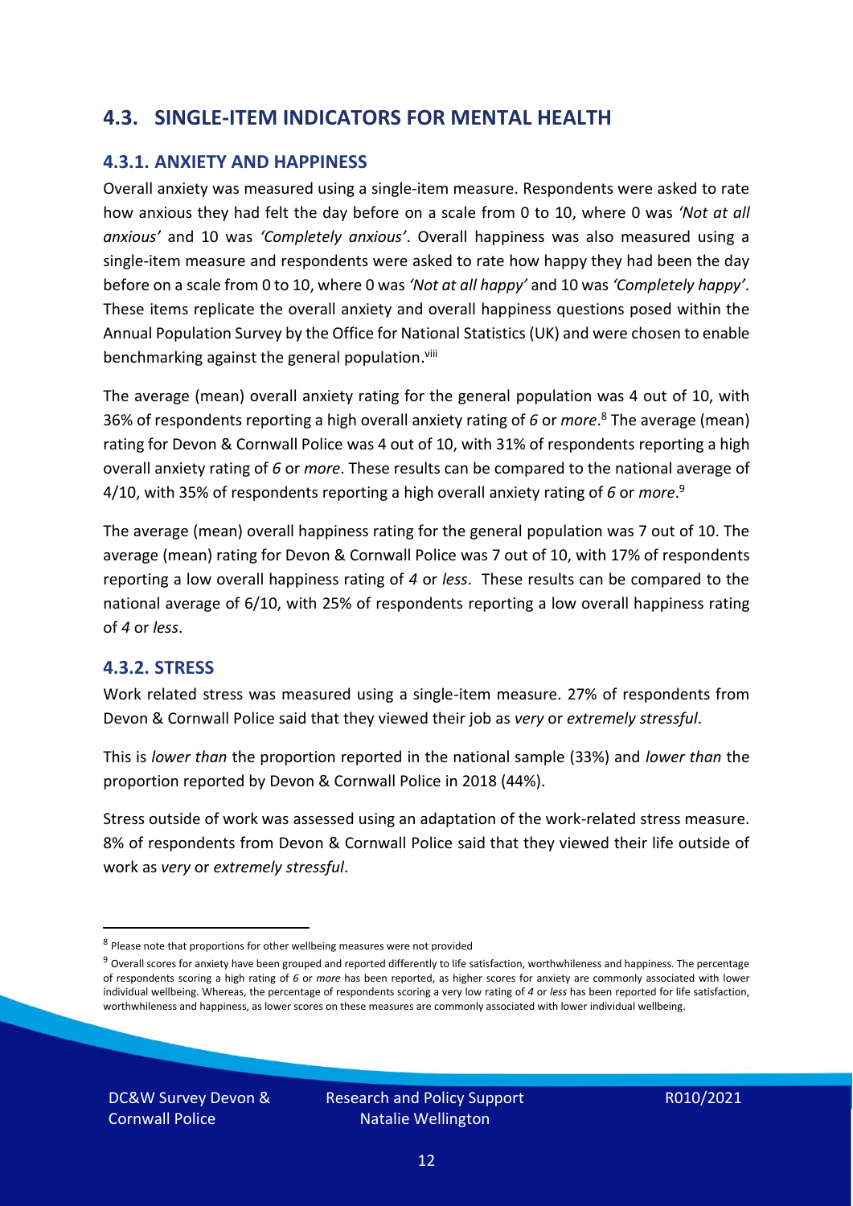## 4.3. SINGLE-ITEM INDICATORS FOR MENTAL HEALTH

### 4.3.1. ANXIETY AND HAPPINESS

Overall anxiety was measured using a single-item measure. Respondents were asked to rate how anxious they had felt the day before on a scale from 0 to 10, where 0 was *'Not at all anxious'* and 10 was *'Completely anxious'*. Overall happiness was also measured using a single-item measure and respondents were asked to rate how happy they had been the day before on a scale from 0 to 10, where 0 was *'Not at all happy'* and 10 was *'Completely happy'*. These items replicate the overall anxiety and overall happiness questions posed within the Annual Population Survey by the Office for National Statistics (UK) and were chosen to enable benchmarking against the general population.[viii]

The average (mean) overall anxiety rating for the general population was 4 out of 10, with 36% of respondents reporting a high overall anxiety rating of *6* or *more*.[8] The average (mean) rating for Devon & Cornwall Police was 4 out of 10, with 31% of respondents reporting a high overall anxiety rating of *6* or *more*. These results can be compared to the national average of 4/10, with 35% of respondents reporting a high overall anxiety rating of *6* or *more*.[9]

The average (mean) overall happiness rating for the general population was 7 out of 10. The average (mean) rating for Devon & Cornwall Police was 7 out of 10, with 17% of respondents reporting a low overall happiness rating of *4* or *less*. These results can be compared to the national average of 6/10, with 25% of respondents reporting a low overall happiness rating of *4* or *less*.

### 4.3.2. STRESS

Work related stress was measured using a single-item measure. 27% of respondents from Devon & Cornwall Police said that they viewed their job as *very* or *extremely stressful*.

This is *lower than* the proportion reported in the national sample (33%) and *lower than* the proportion reported by Devon & Cornwall Police in 2018 (44%).

Stress outside of work was assessed using an adaptation of the work-related stress measure. 8% of respondents from Devon & Cornwall Police said that they viewed their life outside of work as *very* or *extremely stressful*.

---

[8] Please note that proportions for other wellbeing measures were not provided

[9] Overall scores for anxiety have been grouped and reported differently to life satisfaction, worthwhileness and happiness. The percentage of respondents scoring a high rating of *6* or *more* has been reported, as higher scores for anxiety are commonly associated with lower individual wellbeing. Whereas, the percentage of respondents scoring a very low rating of *4* or *less* has been reported for life satisfaction, worthwhileness and happiness, as lower scores on these measures are commonly associated with lower individual wellbeing.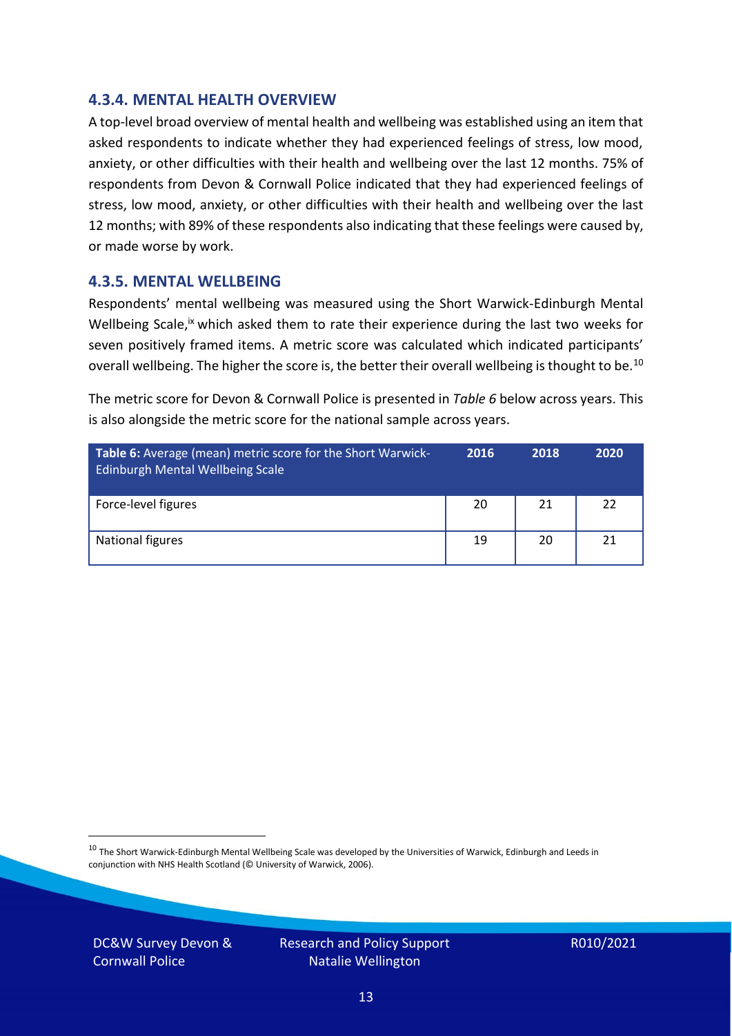### 4.3.4. MENTAL HEALTH OVERVIEW

A top-level broad overview of mental health and wellbeing was established using an item that asked respondents to indicate whether they had experienced feelings of stress, low mood, anxiety, or other difficulties with their health and wellbeing over the last 12 months. 75% of respondents from Devon & Cornwall Police indicated that they had experienced feelings of stress, low mood, anxiety, or other difficulties with their health and wellbeing over the last 12 months; with 89% of these respondents also indicating that these feelings were caused by, or made worse by work.

### 4.3.5. MENTAL WELLBEING

Respondents' mental wellbeing was measured using the Short Warwick-Edinburgh Mental Wellbeing Scale,[ix] which asked them to rate their experience during the last two weeks for seven positively framed items. A metric score was calculated which indicated participants' overall wellbeing. The higher the score is, the better their overall wellbeing is thought to be.[10]

The metric score for Devon & Cornwall Police is presented in *Table 6* below across years. This is also alongside the metric score for the national sample across years.

| **Table 6:** Average (mean) metric score for the Short Warwick-Edinburgh Mental Wellbeing Scale | 2016 | 2018 | 2020 |
|---|---|---|---|
| Force-level figures | 20 | 21 | 22 |
| National figures | 19 | 20 | 21 |

[10] The Short Warwick-Edinburgh Mental Wellbeing Scale was developed by the Universities of Warwick, Edinburgh and Leeds in conjunction with NHS Health Scotland (© University of Warwick, 2006).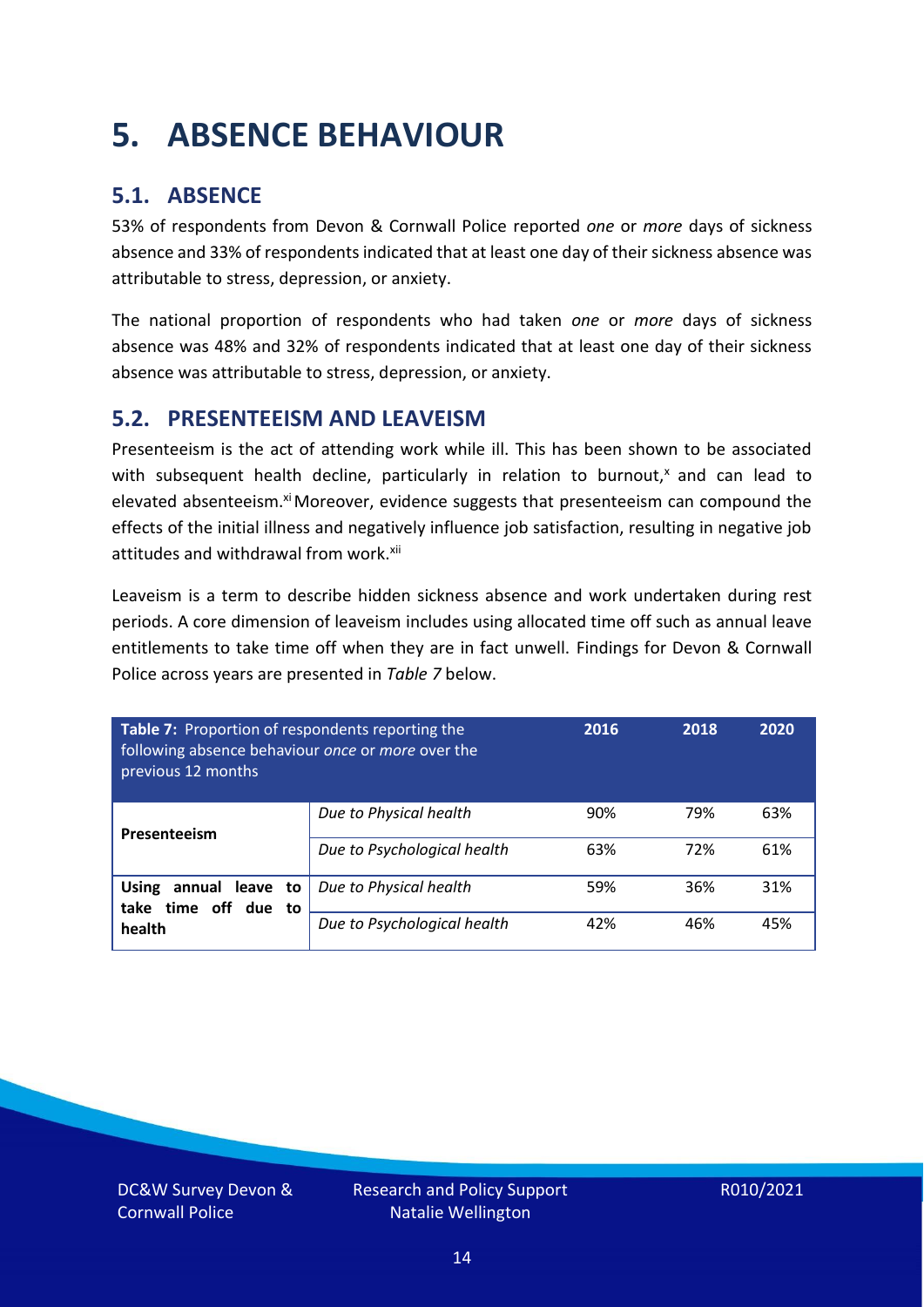# 5. ABSENCE BEHAVIOUR

## 5.1. ABSENCE

53% of respondents from Devon & Cornwall Police reported *one* or *more* days of sickness absence and 33% of respondents indicated that at least one day of their sickness absence was attributable to stress, depression, or anxiety.

The national proportion of respondents who had taken *one* or *more* days of sickness absence was 48% and 32% of respondents indicated that at least one day of their sickness absence was attributable to stress, depression, or anxiety.

## 5.2. PRESENTEEISM AND LEAVEISM

Presenteeism is the act of attending work while ill. This has been shown to be associated with subsequent health decline, particularly in relation to burnout,[x] and can lead to elevated absenteeism.[xi] Moreover, evidence suggests that presenteeism can compound the effects of the initial illness and negatively influence job satisfaction, resulting in negative job attitudes and withdrawal from work.[xii]

Leaveism is a term to describe hidden sickness absence and work undertaken during rest periods. A core dimension of leaveism includes using allocated time off such as annual leave entitlements to take time off when they are in fact unwell. Findings for Devon & Cornwall Police across years are presented in *Table 7* below.

| **Table 7:** Proportion of respondents reporting the following absence behaviour *once* or *more* over the previous 12 months | | 2016 | 2018 | 2020 |
|---|---|---|---|---|
| **Presenteeism** | *Due to Physical health* | 90% | 79% | 63% |
| | *Due to Psychological health* | 63% | 72% | 61% |
| **Using annual leave to take time off due to health** | *Due to Physical health* | 59% | 36% | 31% |
| | *Due to Psychological health* | 42% | 46% | 45% |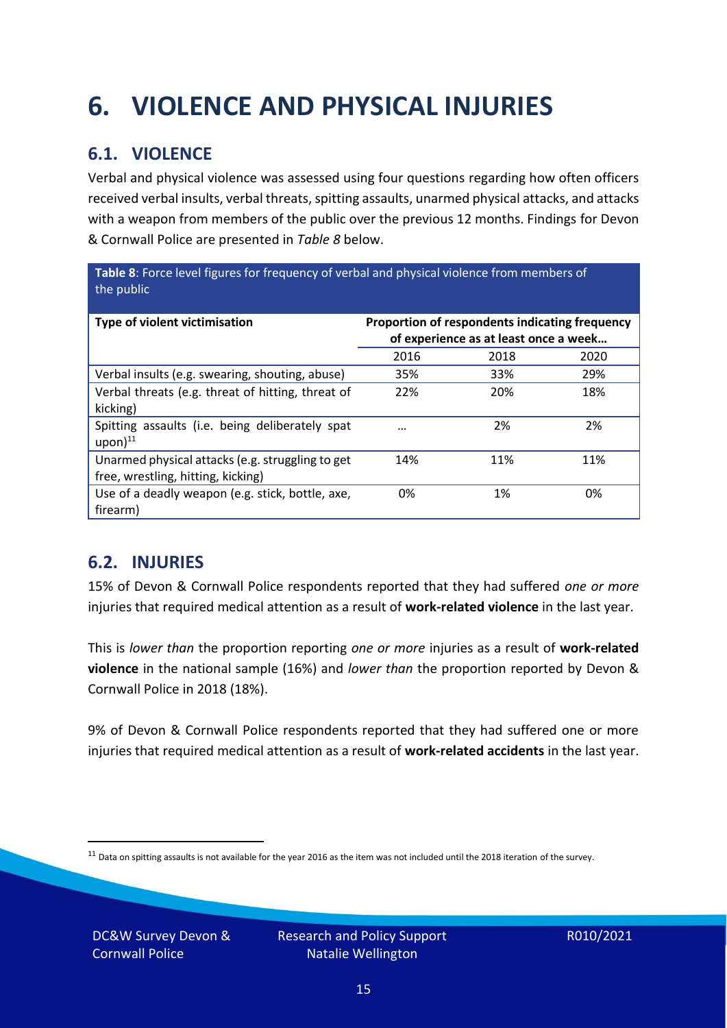# 6. VIOLENCE AND PHYSICAL INJURIES

## 6.1. VIOLENCE

Verbal and physical violence was assessed using four questions regarding how often officers received verbal insults, verbal threats, spitting assaults, unarmed physical attacks, and attacks with a weapon from members of the public over the previous 12 months. Findings for Devon & Cornwall Police are presented in *Table 8* below.

**Table 8**: Force level figures for frequency of verbal and physical violence from members of the public

| Type of violent victimisation | Proportion of respondents indicating frequency of experience as at least once a week… | | |
|---|---|---|---|
| | 2016 | 2018 | 2020 |
| Verbal insults (e.g. swearing, shouting, abuse) | 35% | 33% | 29% |
| Verbal threats (e.g. threat of hitting, threat of kicking) | 22% | 20% | 18% |
| Spitting assaults (i.e. being deliberately spat upon)[11] | … | 2% | 2% |
| Unarmed physical attacks (e.g. struggling to get free, wrestling, hitting, kicking) | 14% | 11% | 11% |
| Use of a deadly weapon (e.g. stick, bottle, axe, firearm) | 0% | 1% | 0% |

## 6.2. INJURIES

15% of Devon & Cornwall Police respondents reported that they had suffered *one or more* injuries that required medical attention as a result of **work-related violence** in the last year.

This is *lower than* the proportion reporting *one or more* injuries as a result of **work-related violence** in the national sample (16%) and *lower than* the proportion reported by Devon & Cornwall Police in 2018 (18%).

9% of Devon & Cornwall Police respondents reported that they had suffered one or more injuries that required medical attention as a result of **work-related accidents** in the last year.

[11] Data on spitting assaults is not available for the year 2016 as the item was not included until the 2018 iteration of the survey.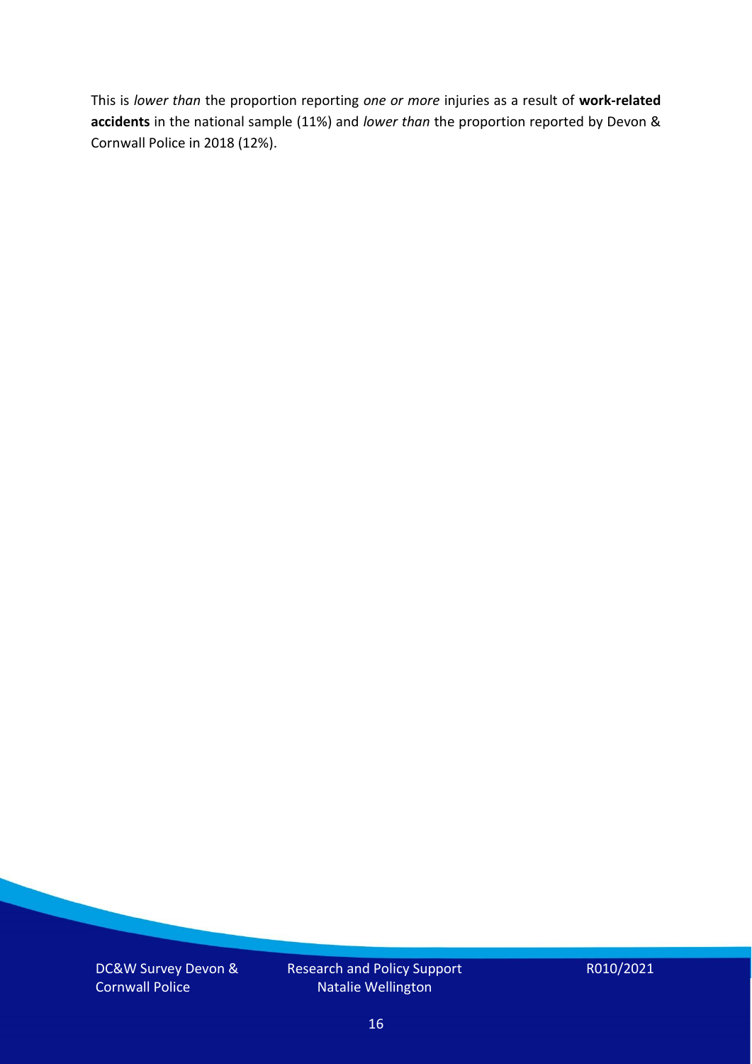This is *lower than* the proportion reporting *one or more* injuries as a result of **work-related accidents** in the national sample (11%) and *lower than* the proportion reported by Devon & Cornwall Police in 2018 (12%).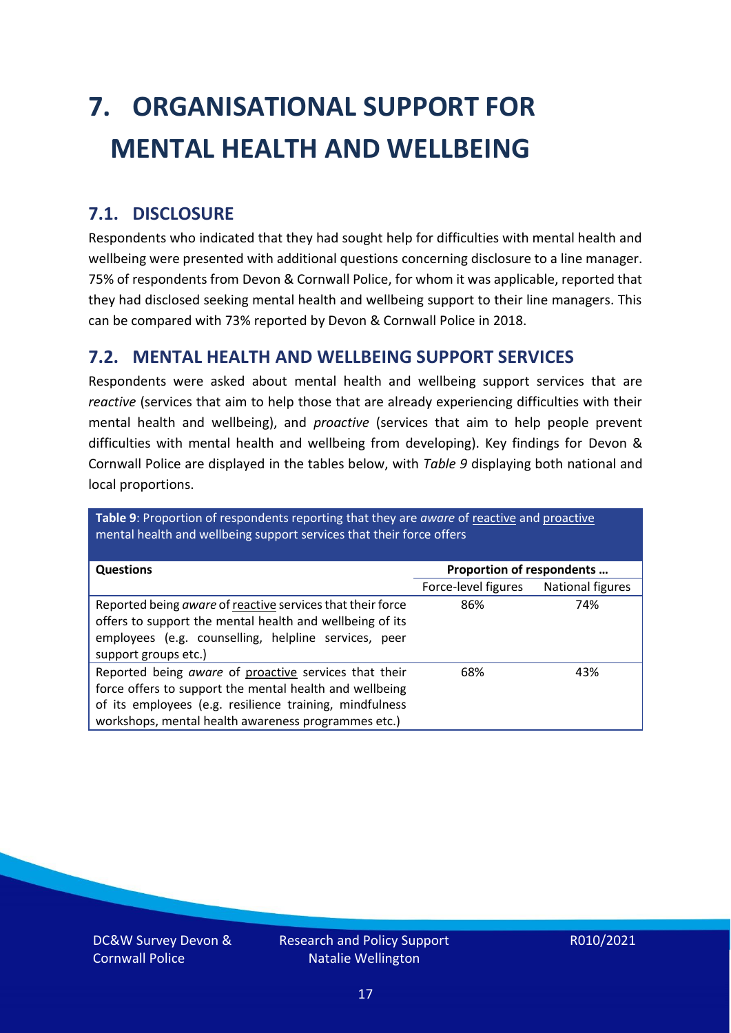# 7. ORGANISATIONAL SUPPORT FOR MENTAL HEALTH AND WELLBEING

## 7.1. DISCLOSURE

Respondents who indicated that they had sought help for difficulties with mental health and wellbeing were presented with additional questions concerning disclosure to a line manager. 75% of respondents from Devon & Cornwall Police, for whom it was applicable, reported that they had disclosed seeking mental health and wellbeing support to their line managers. This can be compared with 73% reported by Devon & Cornwall Police in 2018.

## 7.2. MENTAL HEALTH AND WELLBEING SUPPORT SERVICES

Respondents were asked about mental health and wellbeing support services that are *reactive* (services that aim to help those that are already experiencing difficulties with their mental health and wellbeing), and *proactive* (services that aim to help people prevent difficulties with mental health and wellbeing from developing). Key findings for Devon & Cornwall Police are displayed in the tables below, with *Table 9* displaying both national and local proportions.

**Table 9**: Proportion of respondents reporting that they are *aware* of reactive and proactive mental health and wellbeing support services that their force offers

| Questions | Proportion of respondents … | |
|---|---|---|
| | Force-level figures | National figures |
| Reported being *aware* of reactive services that their force offers to support the mental health and wellbeing of its employees (e.g. counselling, helpline services, peer support groups etc.) | 86% | 74% |
| Reported being *aware* of proactive services that their force offers to support the mental health and wellbeing of its employees (e.g. resilience training, mindfulness workshops, mental health awareness programmes etc.) | 68% | 43% |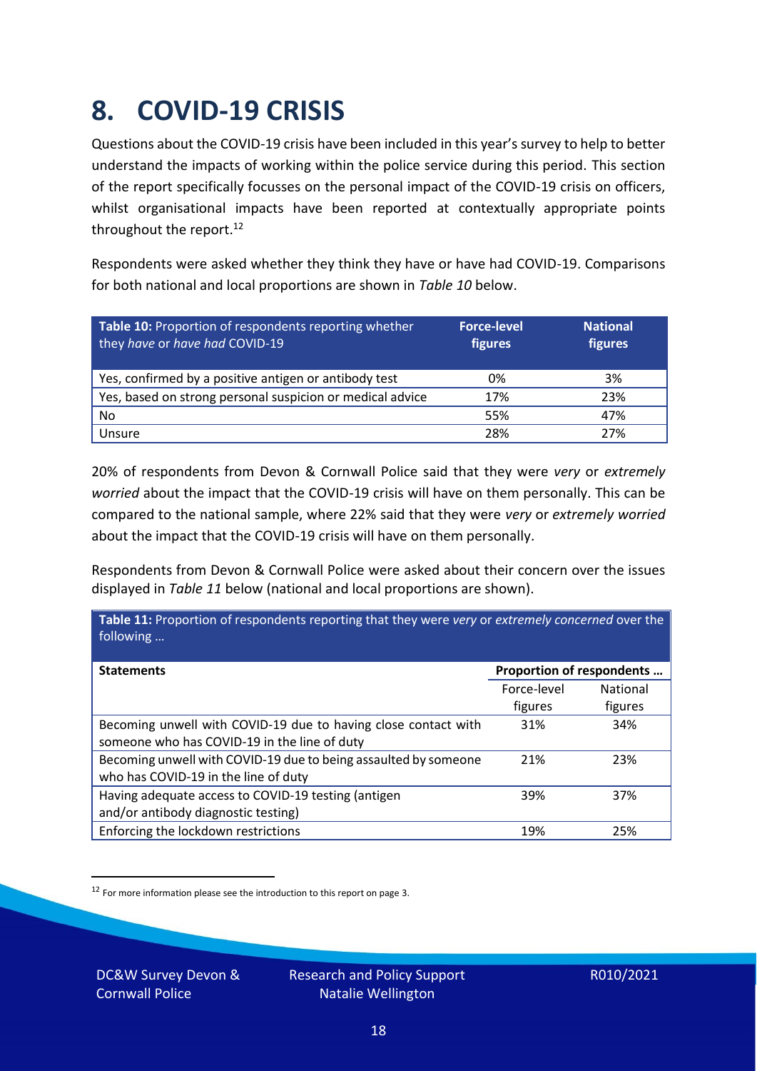# 8. COVID-19 CRISIS

Questions about the COVID-19 crisis have been included in this year's survey to help to better understand the impacts of working within the police service during this period. This section of the report specifically focusses on the personal impact of the COVID-19 crisis on officers, whilst organisational impacts have been reported at contextually appropriate points throughout the report.[12]

Respondents were asked whether they think they have or have had COVID-19. Comparisons for both national and local proportions are shown in *Table 10* below.

| **Table 10:** Proportion of respondents reporting whether they *have* or *have had* COVID-19 | **Force-level figures** | **National figures** |
|---|---|---|
| Yes, confirmed by a positive antigen or antibody test | 0% | 3% |
| Yes, based on strong personal suspicion or medical advice | 17% | 23% |
| No | 55% | 47% |
| Unsure | 28% | 27% |

20% of respondents from Devon & Cornwall Police said that they were *very* or *extremely worried* about the impact that the COVID-19 crisis will have on them personally. This can be compared to the national sample, where 22% said that they were *very* or *extremely worried* about the impact that the COVID-19 crisis will have on them personally.

Respondents from Devon & Cornwall Police were asked about their concern over the issues displayed in *Table 11* below (national and local proportions are shown).

**Table 11:** Proportion of respondents reporting that they were *very* or *extremely concerned* over the following …

| **Statements** | **Proportion of respondents …** | |
|---|---|---|
| | Force-level figures | National figures |
| Becoming unwell with COVID-19 due to having close contact with someone who has COVID-19 in the line of duty | 31% | 34% |
| Becoming unwell with COVID-19 due to being assaulted by someone who has COVID-19 in the line of duty | 21% | 23% |
| Having adequate access to COVID-19 testing (antigen and/or antibody diagnostic testing) | 39% | 37% |
| Enforcing the lockdown restrictions | 19% | 25% |

[12] For more information please see the introduction to this report on page 3.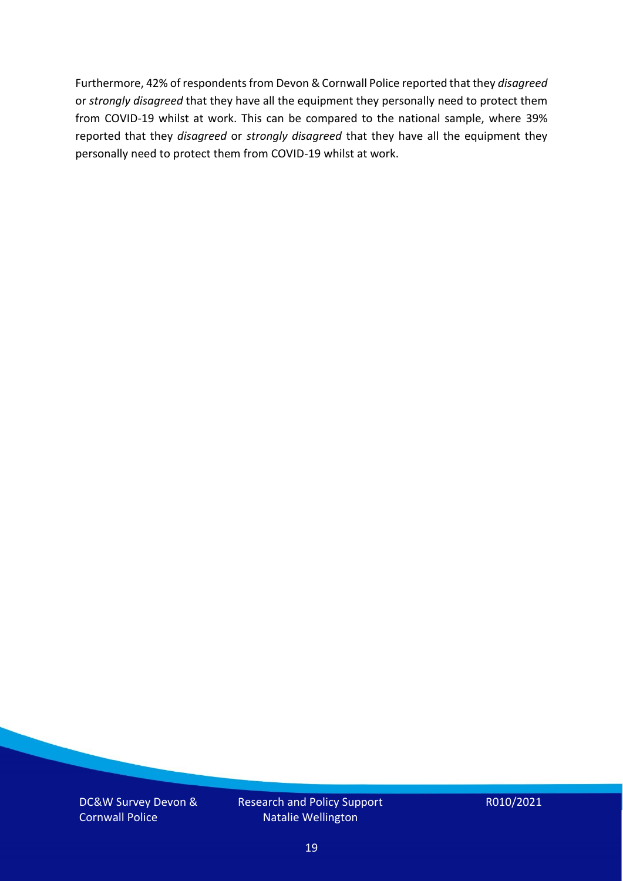Furthermore, 42% of respondents from Devon & Cornwall Police reported that they *disagreed* or *strongly disagreed* that they have all the equipment they personally need to protect them from COVID-19 whilst at work. This can be compared to the national sample, where 39% reported that they *disagreed* or *strongly disagreed* that they have all the equipment they personally need to protect them from COVID-19 whilst at work.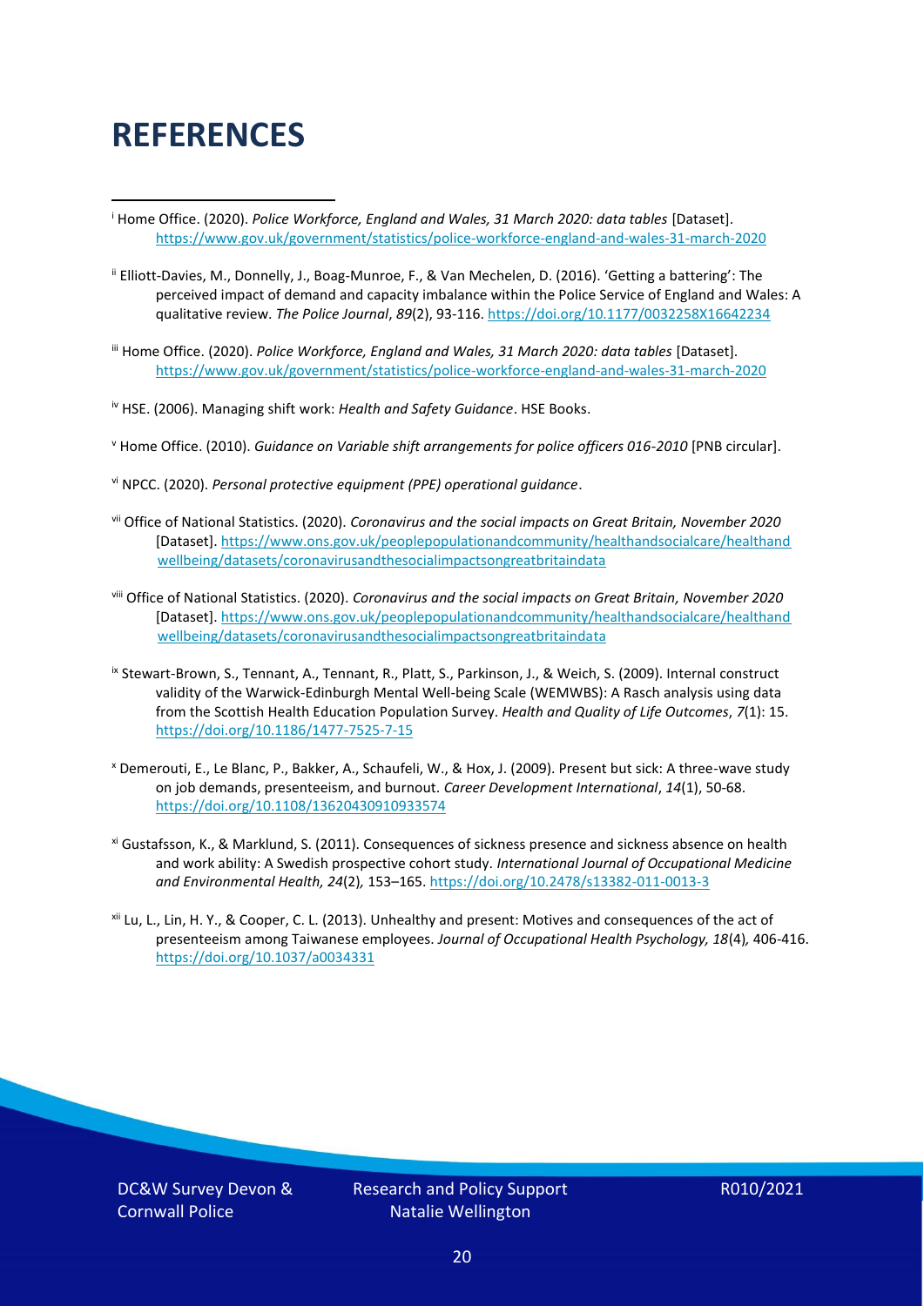# REFERENCES

[i] Home Office. (2020). *Police Workforce, England and Wales, 31 March 2020: data tables* [Dataset]. https://www.gov.uk/government/statistics/police-workforce-england-and-wales-31-march-2020

[ii] Elliott-Davies, M., Donnelly, J., Boag-Munroe, F., & Van Mechelen, D. (2016). 'Getting a battering': The perceived impact of demand and capacity imbalance within the Police Service of England and Wales: A qualitative review. *The Police Journal*, *89*(2), 93-116. https://doi.org/10.1177/0032258X16642234

[iii] Home Office. (2020). *Police Workforce, England and Wales, 31 March 2020: data tables* [Dataset]. https://www.gov.uk/government/statistics/police-workforce-england-and-wales-31-march-2020

[iv] HSE. (2006). Managing shift work: *Health and Safety Guidance*. HSE Books.

[v] Home Office. (2010). *Guidance on Variable shift arrangements for police officers 016-2010* [PNB circular].

[vi] NPCC. (2020). *Personal protective equipment (PPE) operational guidance*.

[vii] Office of National Statistics. (2020). *Coronavirus and the social impacts on Great Britain, November 2020* [Dataset]. https://www.ons.gov.uk/peoplepopulationandcommunity/healthandsocialcare/healthandwellbeing/datasets/coronavirusandthesocialimpactsongreatbritaindata

[viii] Office of National Statistics. (2020). *Coronavirus and the social impacts on Great Britain, November 2020* [Dataset]. https://www.ons.gov.uk/peoplepopulationandcommunity/healthandsocialcare/healthandwellbeing/datasets/coronavirusandthesocialimpactsongreatbritaindata

[ix] Stewart-Brown, S., Tennant, A., Tennant, R., Platt, S., Parkinson, J., & Weich, S. (2009). Internal construct validity of the Warwick-Edinburgh Mental Well-being Scale (WEMWBS): A Rasch analysis using data from the Scottish Health Education Population Survey. *Health and Quality of Life Outcomes*, *7*(1): 15. https://doi.org/10.1186/1477-7525-7-15

[x] Demerouti, E., Le Blanc, P., Bakker, A., Schaufeli, W., & Hox, J. (2009). Present but sick: A three-wave study on job demands, presenteeism, and burnout. *Career Development International*, *14*(1), 50-68. https://doi.org/10.1108/13620430910933574

[xi] Gustafsson, K., & Marklund, S. (2011). Consequences of sickness presence and sickness absence on health and work ability: A Swedish prospective cohort study. *International Journal of Occupational Medicine and Environmental Health, 24*(2)*,* 153–165. https://doi.org/10.2478/s13382-011-0013-3

[xii] Lu, L., Lin, H. Y., & Cooper, C. L. (2013). Unhealthy and present: Motives and consequences of the act of presenteeism among Taiwanese employees. *Journal of Occupational Health Psychology, 18*(4)*,* 406-416. https://doi.org/10.1037/a0034331